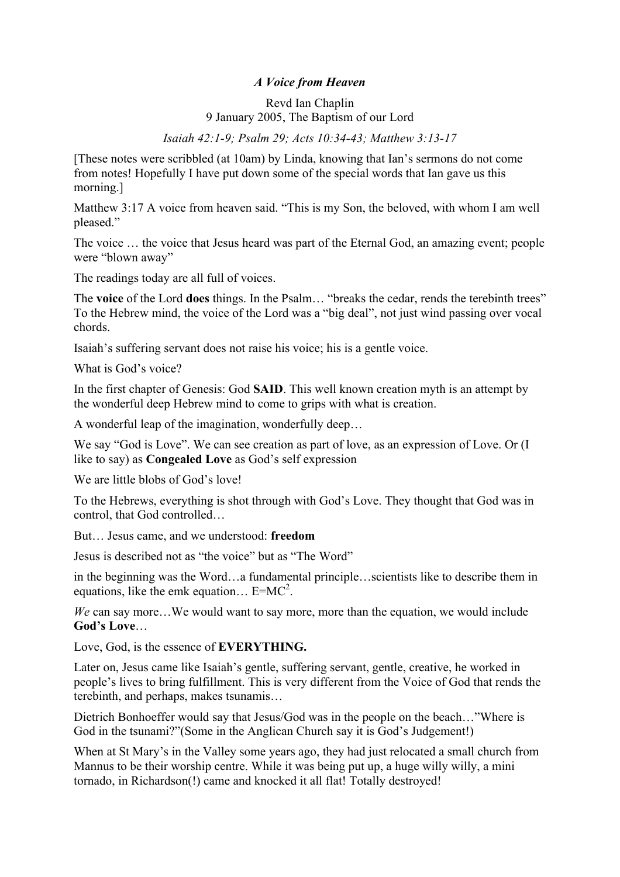# *A Voice from Heaven*

Revd Ian Chaplin
9 January 2005, The Baptism of our Lord

*Isaiah 42:1-9; Psalm 29; Acts 10:34-43; Matthew 3:13-17*

[These notes were scribbled (at 10am) by Linda, knowing that Ian's sermons do not come from notes! Hopefully I have put down some of the special words that Ian gave us this morning.]

Matthew 3:17 A voice from heaven said. "This is my Son, the beloved, with whom I am well pleased."

The voice … the voice that Jesus heard was part of the Eternal God, an amazing event; people were "blown away"

The readings today are all full of voices.

The **voice** of the Lord **does** things. In the Psalm… "breaks the cedar, rends the terebinth trees" To the Hebrew mind, the voice of the Lord was a "big deal", not just wind passing over vocal chords.

Isaiah's suffering servant does not raise his voice; his is a gentle voice.

What is God's voice?

In the first chapter of Genesis: God **SAID**. This well known creation myth is an attempt by the wonderful deep Hebrew mind to come to grips with what is creation.

A wonderful leap of the imagination, wonderfully deep…

We say "God is Love". We can see creation as part of love, as an expression of Love. Or (I like to say) as **Congealed Love** as God's self expression

We are little blobs of God's love!

To the Hebrews, everything is shot through with God's Love. They thought that God was in control, that God controlled…

But… Jesus came, and we understood: **freedom**

Jesus is described not as "the voice" but as "The Word"

in the beginning was the Word…a fundamental principle…scientists like to describe them in equations, like the emk equation… $E=MC^2$.

*We* can say more…We would want to say more, more than the equation, we would include **God's Love**…

Love, God, is the essence of **EVERYTHING.**

Later on, Jesus came like Isaiah's gentle, suffering servant, gentle, creative, he worked in people's lives to bring fulfillment. This is very different from the Voice of God that rends the terebinth, and perhaps, makes tsunamis…

Dietrich Bonhoeffer would say that Jesus/God was in the people on the beach…"Where is God in the tsunami?"(Some in the Anglican Church say it is God's Judgement!)

When at St Mary's in the Valley some years ago, they had just relocated a small church from Mannus to be their worship centre. While it was being put up, a huge willy willy, a mini tornado, in Richardson(!) came and knocked it all flat! Totally destroyed!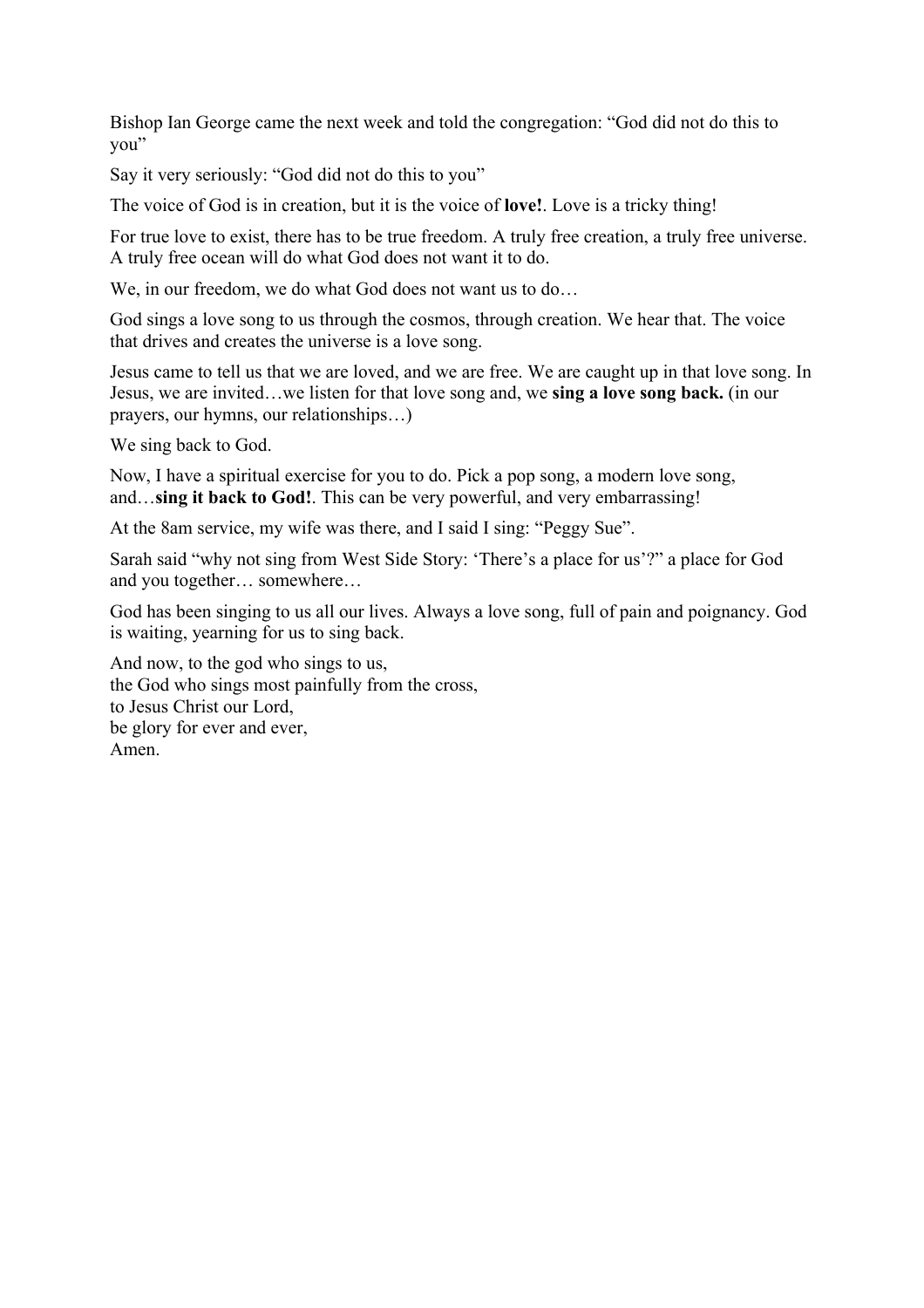Bishop Ian George came the next week and told the congregation: "God did not do this to you"

Say it very seriously: "God did not do this to you"

The voice of God is in creation, but it is the voice of **love!**. Love is a tricky thing!

For true love to exist, there has to be true freedom. A truly free creation, a truly free universe. A truly free ocean will do what God does not want it to do.

We, in our freedom, we do what God does not want us to do…

God sings a love song to us through the cosmos, through creation. We hear that. The voice that drives and creates the universe is a love song.

Jesus came to tell us that we are loved, and we are free. We are caught up in that love song. In Jesus, we are invited…we listen for that love song and, we **sing a love song back.** (in our prayers, our hymns, our relationships…)

We sing back to God.

Now, I have a spiritual exercise for you to do. Pick a pop song, a modern love song, and…**sing it back to God!**. This can be very powerful, and very embarrassing!

At the 8am service, my wife was there, and I said I sing: "Peggy Sue".

Sarah said "why not sing from West Side Story: 'There's a place for us'?" a place for God and you together… somewhere…

God has been singing to us all our lives. Always a love song, full of pain and poignancy. God is waiting, yearning for us to sing back.

And now, to the god who sings to us,  
the God who sings most painfully from the cross,  
to Jesus Christ our Lord,  
be glory for ever and ever,  
Amen.